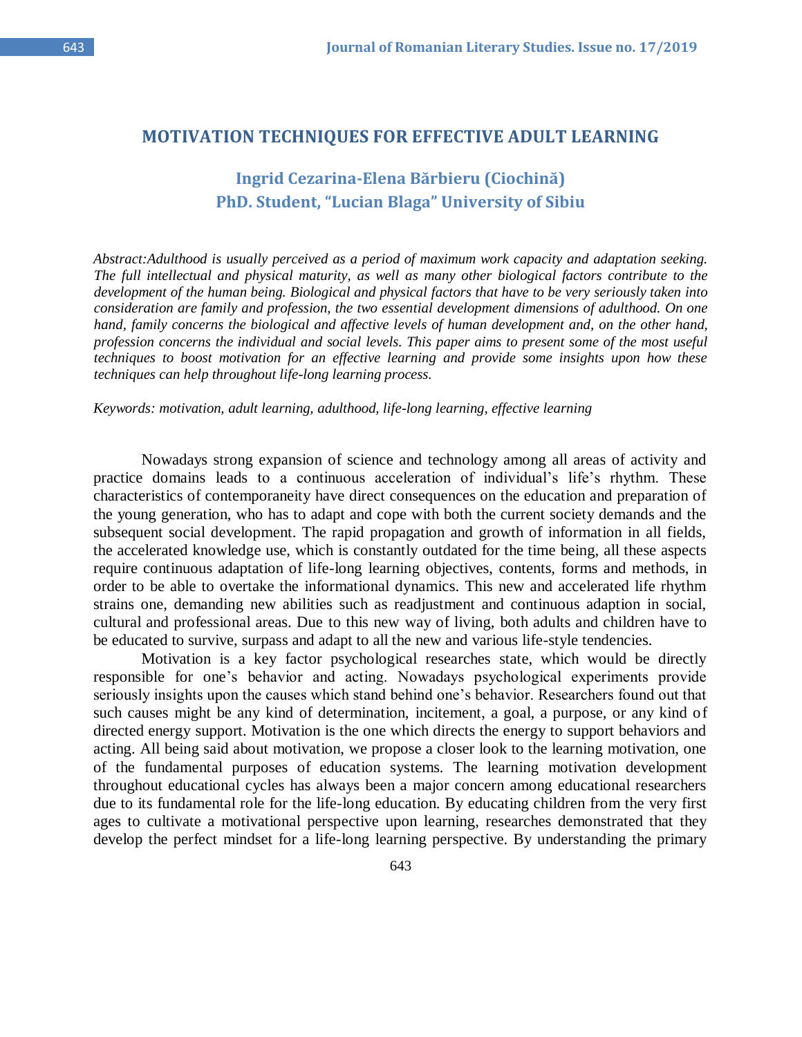# MOTIVATION TECHNIQUES FOR EFFECTIVE ADULT LEARNING

## Ingrid Cezarina-Elena Bărbieru (Ciochină)
## PhD. Student, "Lucian Blaga" University of Sibiu

*Abstract:Adulthood is usually perceived as a period of maximum work capacity and adaptation seeking. The full intellectual and physical maturity, as well as many other biological factors contribute to the development of the human being. Biological and physical factors that have to be very seriously taken into consideration are family and profession, the two essential development dimensions of adulthood. On one hand, family concerns the biological and affective levels of human development and, on the other hand, profession concerns the individual and social levels. This paper aims to present some of the most useful techniques to boost motivation for an effective learning and provide some insights upon how these techniques can help throughout life-long learning process.*

*Keywords: motivation, adult learning, adulthood, life-long learning, effective learning*

Nowadays strong expansion of science and technology among all areas of activity and practice domains leads to a continuous acceleration of individual's life's rhythm. These characteristics of contemporaneity have direct consequences on the education and preparation of the young generation, who has to adapt and cope with both the current society demands and the subsequent social development. The rapid propagation and growth of information in all fields, the accelerated knowledge use, which is constantly outdated for the time being, all these aspects require continuous adaptation of life-long learning objectives, contents, forms and methods, in order to be able to overtake the informational dynamics. This new and accelerated life rhythm strains one, demanding new abilities such as readjustment and continuous adaption in social, cultural and professional areas. Due to this new way of living, both adults and children have to be educated to survive, surpass and adapt to all the new and various life-style tendencies.

Motivation is a key factor psychological researches state, which would be directly responsible for one's behavior and acting. Nowadays psychological experiments provide seriously insights upon the causes which stand behind one's behavior. Researchers found out that such causes might be any kind of determination, incitement, a goal, a purpose, or any kind of directed energy support. Motivation is the one which directs the energy to support behaviors and acting. All being said about motivation, we propose a closer look to the learning motivation, one of the fundamental purposes of education systems. The learning motivation development throughout educational cycles has always been a major concern among educational researchers due to its fundamental role for the life-long education. By educating children from the very first ages to cultivate a motivational perspective upon learning, researches demonstrated that they develop the perfect mindset for a life-long learning perspective. By understanding the primary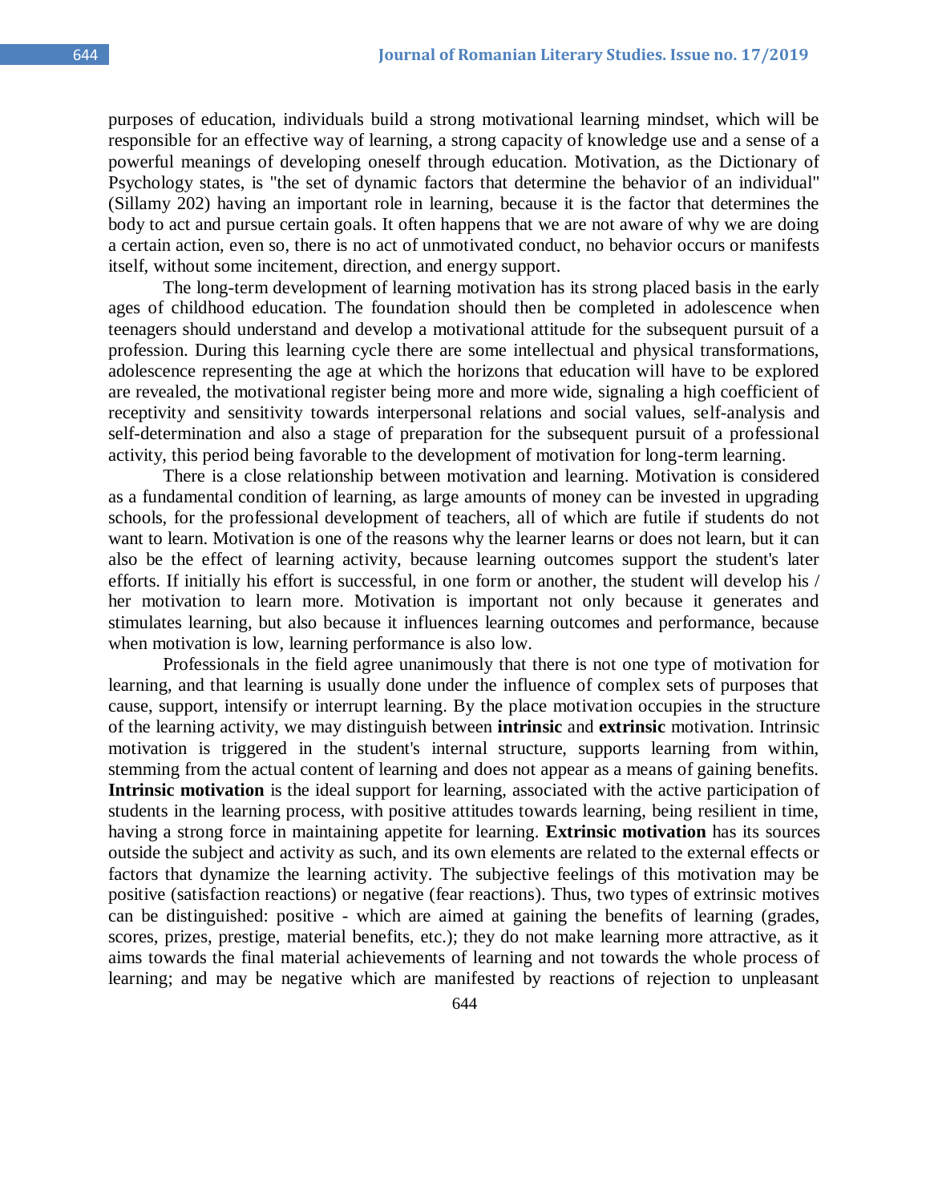purposes of education, individuals build a strong motivational learning mindset, which will be responsible for an effective way of learning, a strong capacity of knowledge use and a sense of a powerful meanings of developing oneself through education. Motivation, as the Dictionary of Psychology states, is "the set of dynamic factors that determine the behavior of an individual" (Sillamy 202) having an important role in learning, because it is the factor that determines the body to act and pursue certain goals. It often happens that we are not aware of why we are doing a certain action, even so, there is no act of unmotivated conduct, no behavior occurs or manifests itself, without some incitement, direction, and energy support.

The long-term development of learning motivation has its strong placed basis in the early ages of childhood education. The foundation should then be completed in adolescence when teenagers should understand and develop a motivational attitude for the subsequent pursuit of a profession. During this learning cycle there are some intellectual and physical transformations, adolescence representing the age at which the horizons that education will have to be explored are revealed, the motivational register being more and more wide, signaling a high coefficient of receptivity and sensitivity towards interpersonal relations and social values, self-analysis and self-determination and also a stage of preparation for the subsequent pursuit of a professional activity, this period being favorable to the development of motivation for long-term learning.

There is a close relationship between motivation and learning. Motivation is considered as a fundamental condition of learning, as large amounts of money can be invested in upgrading schools, for the professional development of teachers, all of which are futile if students do not want to learn. Motivation is one of the reasons why the learner learns or does not learn, but it can also be the effect of learning activity, because learning outcomes support the student's later efforts. If initially his effort is successful, in one form or another, the student will develop his / her motivation to learn more. Motivation is important not only because it generates and stimulates learning, but also because it influences learning outcomes and performance, because when motivation is low, learning performance is also low.

Professionals in the field agree unanimously that there is not one type of motivation for learning, and that learning is usually done under the influence of complex sets of purposes that cause, support, intensify or interrupt learning. By the place motivation occupies in the structure of the learning activity, we may distinguish between **intrinsic** and **extrinsic** motivation. Intrinsic motivation is triggered in the student's internal structure, supports learning from within, stemming from the actual content of learning and does not appear as a means of gaining benefits. **Intrinsic motivation** is the ideal support for learning, associated with the active participation of students in the learning process, with positive attitudes towards learning, being resilient in time, having a strong force in maintaining appetite for learning. **Extrinsic motivation** has its sources outside the subject and activity as such, and its own elements are related to the external effects or factors that dynamize the learning activity. The subjective feelings of this motivation may be positive (satisfaction reactions) or negative (fear reactions). Thus, two types of extrinsic motives can be distinguished: positive - which are aimed at gaining the benefits of learning (grades, scores, prizes, prestige, material benefits, etc.); they do not make learning more attractive, as it aims towards the final material achievements of learning and not towards the whole process of learning; and may be negative which are manifested by reactions of rejection to unpleasant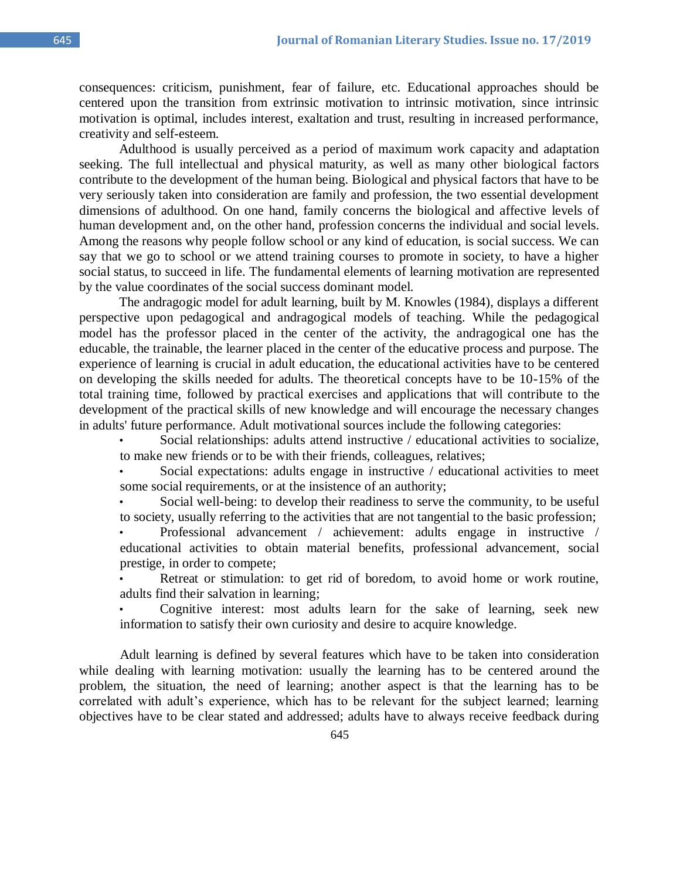consequences: criticism, punishment, fear of failure, etc. Educational approaches should be centered upon the transition from extrinsic motivation to intrinsic motivation, since intrinsic motivation is optimal, includes interest, exaltation and trust, resulting in increased performance, creativity and self-esteem.

Adulthood is usually perceived as a period of maximum work capacity and adaptation seeking. The full intellectual and physical maturity, as well as many other biological factors contribute to the development of the human being. Biological and physical factors that have to be very seriously taken into consideration are family and profession, the two essential development dimensions of adulthood. On one hand, family concerns the biological and affective levels of human development and, on the other hand, profession concerns the individual and social levels. Among the reasons why people follow school or any kind of education, is social success. We can say that we go to school or we attend training courses to promote in society, to have a higher social status, to succeed in life. The fundamental elements of learning motivation are represented by the value coordinates of the social success dominant model.

The andragogic model for adult learning, built by M. Knowles (1984), displays a different perspective upon pedagogical and andragogical models of teaching. While the pedagogical model has the professor placed in the center of the activity, the andragogical one has the educable, the trainable, the learner placed in the center of the educative process and purpose. The experience of learning is crucial in adult education, the educational activities have to be centered on developing the skills needed for adults. The theoretical concepts have to be 10-15% of the total training time, followed by practical exercises and applications that will contribute to the development of the practical skills of new knowledge and will encourage the necessary changes in adults' future performance. Adult motivational sources include the following categories:

- Social relationships: adults attend instructive / educational activities to socialize, to make new friends or to be with their friends, colleagues, relatives;
- Social expectations: adults engage in instructive / educational activities to meet some social requirements, or at the insistence of an authority;
- Social well-being: to develop their readiness to serve the community, to be useful to society, usually referring to the activities that are not tangential to the basic profession;
- Professional advancement / achievement: adults engage in instructive / educational activities to obtain material benefits, professional advancement, social prestige, in order to compete;
- Retreat or stimulation: to get rid of boredom, to avoid home or work routine, adults find their salvation in learning;
- Cognitive interest: most adults learn for the sake of learning, seek new information to satisfy their own curiosity and desire to acquire knowledge.

Adult learning is defined by several features which have to be taken into consideration while dealing with learning motivation: usually the learning has to be centered around the problem, the situation, the need of learning; another aspect is that the learning has to be correlated with adult's experience, which has to be relevant for the subject learned; learning objectives have to be clear stated and addressed; adults have to always receive feedback during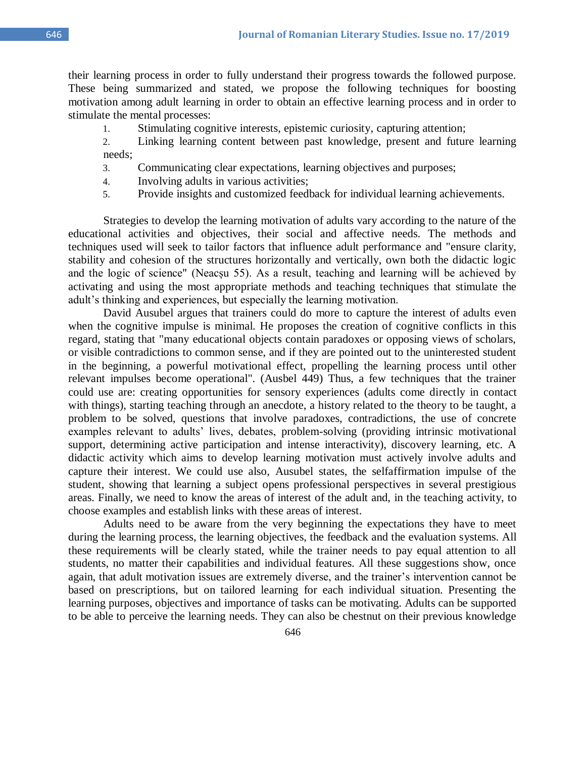their learning process in order to fully understand their progress towards the followed purpose. These being summarized and stated, we propose the following techniques for boosting motivation among adult learning in order to obtain an effective learning process and in order to stimulate the mental processes:

1. Stimulating cognitive interests, epistemic curiosity, capturing attention;
2. Linking learning content between past knowledge, present and future learning needs;
3. Communicating clear expectations, learning objectives and purposes;
4. Involving adults in various activities;
5. Provide insights and customized feedback for individual learning achievements.

Strategies to develop the learning motivation of adults vary according to the nature of the educational activities and objectives, their social and affective needs. The methods and techniques used will seek to tailor factors that influence adult performance and "ensure clarity, stability and cohesion of the structures horizontally and vertically, own both the didactic logic and the logic of science" (Neacșu 55). As a result, teaching and learning will be achieved by activating and using the most appropriate methods and teaching techniques that stimulate the adult's thinking and experiences, but especially the learning motivation.

David Ausubel argues that trainers could do more to capture the interest of adults even when the cognitive impulse is minimal. He proposes the creation of cognitive conflicts in this regard, stating that "many educational objects contain paradoxes or opposing views of scholars, or visible contradictions to common sense, and if they are pointed out to the uninterested student in the beginning, a powerful motivational effect, propelling the learning process until other relevant impulses become operational". (Ausbel 449) Thus, a few techniques that the trainer could use are: creating opportunities for sensory experiences (adults come directly in contact with things), starting teaching through an anecdote, a history related to the theory to be taught, a problem to be solved, questions that involve paradoxes, contradictions, the use of concrete examples relevant to adults' lives, debates, problem-solving (providing intrinsic motivational support, determining active participation and intense interactivity), discovery learning, etc. A didactic activity which aims to develop learning motivation must actively involve adults and capture their interest. We could use also, Ausubel states, the selfaffirmation impulse of the student, showing that learning a subject opens professional perspectives in several prestigious areas. Finally, we need to know the areas of interest of the adult and, in the teaching activity, to choose examples and establish links with these areas of interest.

Adults need to be aware from the very beginning the expectations they have to meet during the learning process, the learning objectives, the feedback and the evaluation systems. All these requirements will be clearly stated, while the trainer needs to pay equal attention to all students, no matter their capabilities and individual features. All these suggestions show, once again, that adult motivation issues are extremely diverse, and the trainer's intervention cannot be based on prescriptions, but on tailored learning for each individual situation. Presenting the learning purposes, objectives and importance of tasks can be motivating. Adults can be supported to be able to perceive the learning needs. They can also be chestnut on their previous knowledge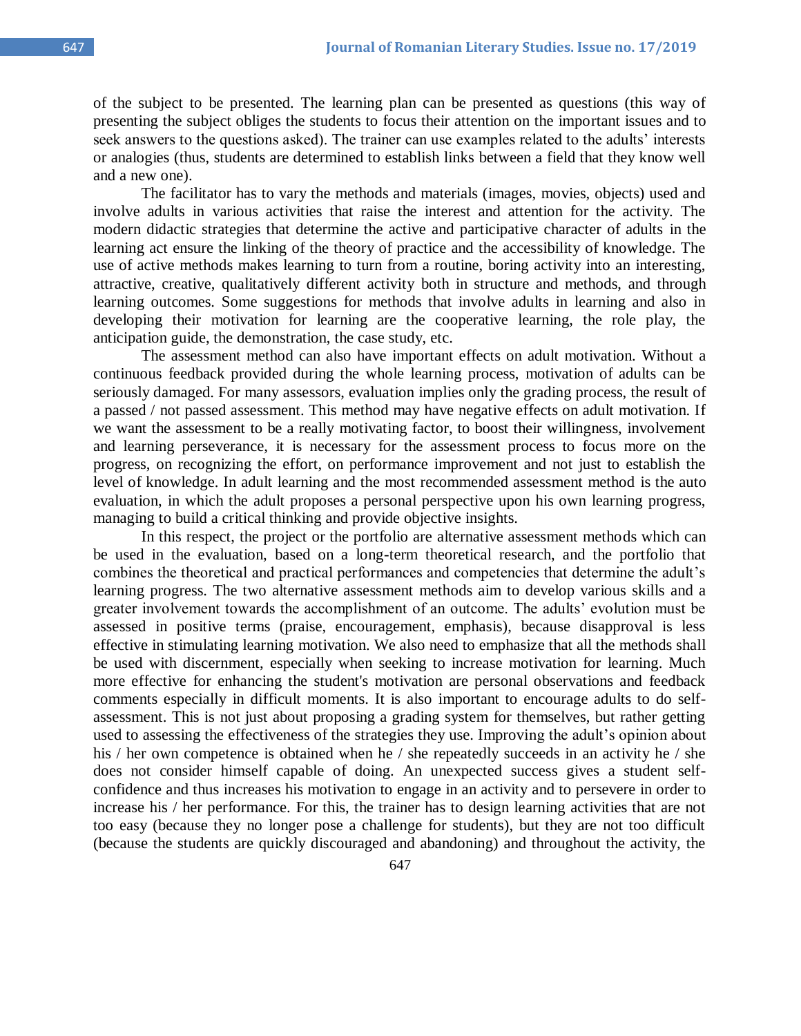of the subject to be presented. The learning plan can be presented as questions (this way of presenting the subject obliges the students to focus their attention on the important issues and to seek answers to the questions asked). The trainer can use examples related to the adults' interests or analogies (thus, students are determined to establish links between a field that they know well and a new one).

The facilitator has to vary the methods and materials (images, movies, objects) used and involve adults in various activities that raise the interest and attention for the activity. The modern didactic strategies that determine the active and participative character of adults in the learning act ensure the linking of the theory of practice and the accessibility of knowledge. The use of active methods makes learning to turn from a routine, boring activity into an interesting, attractive, creative, qualitatively different activity both in structure and methods, and through learning outcomes. Some suggestions for methods that involve adults in learning and also in developing their motivation for learning are the cooperative learning, the role play, the anticipation guide, the demonstration, the case study, etc.

The assessment method can also have important effects on adult motivation. Without a continuous feedback provided during the whole learning process, motivation of adults can be seriously damaged. For many assessors, evaluation implies only the grading process, the result of a passed / not passed assessment. This method may have negative effects on adult motivation. If we want the assessment to be a really motivating factor, to boost their willingness, involvement and learning perseverance, it is necessary for the assessment process to focus more on the progress, on recognizing the effort, on performance improvement and not just to establish the level of knowledge. In adult learning and the most recommended assessment method is the auto evaluation, in which the adult proposes a personal perspective upon his own learning progress, managing to build a critical thinking and provide objective insights.

In this respect, the project or the portfolio are alternative assessment methods which can be used in the evaluation, based on a long-term theoretical research, and the portfolio that combines the theoretical and practical performances and competencies that determine the adult's learning progress. The two alternative assessment methods aim to develop various skills and a greater involvement towards the accomplishment of an outcome. The adults' evolution must be assessed in positive terms (praise, encouragement, emphasis), because disapproval is less effective in stimulating learning motivation. We also need to emphasize that all the methods shall be used with discernment, especially when seeking to increase motivation for learning. Much more effective for enhancing the student's motivation are personal observations and feedback comments especially in difficult moments. It is also important to encourage adults to do self-assessment. This is not just about proposing a grading system for themselves, but rather getting used to assessing the effectiveness of the strategies they use. Improving the adult's opinion about his / her own competence is obtained when he / she repeatedly succeeds in an activity he / she does not consider himself capable of doing. An unexpected success gives a student self-confidence and thus increases his motivation to engage in an activity and to persevere in order to increase his / her performance. For this, the trainer has to design learning activities that are not too easy (because they no longer pose a challenge for students), but they are not too difficult (because the students are quickly discouraged and abandoning) and throughout the activity, the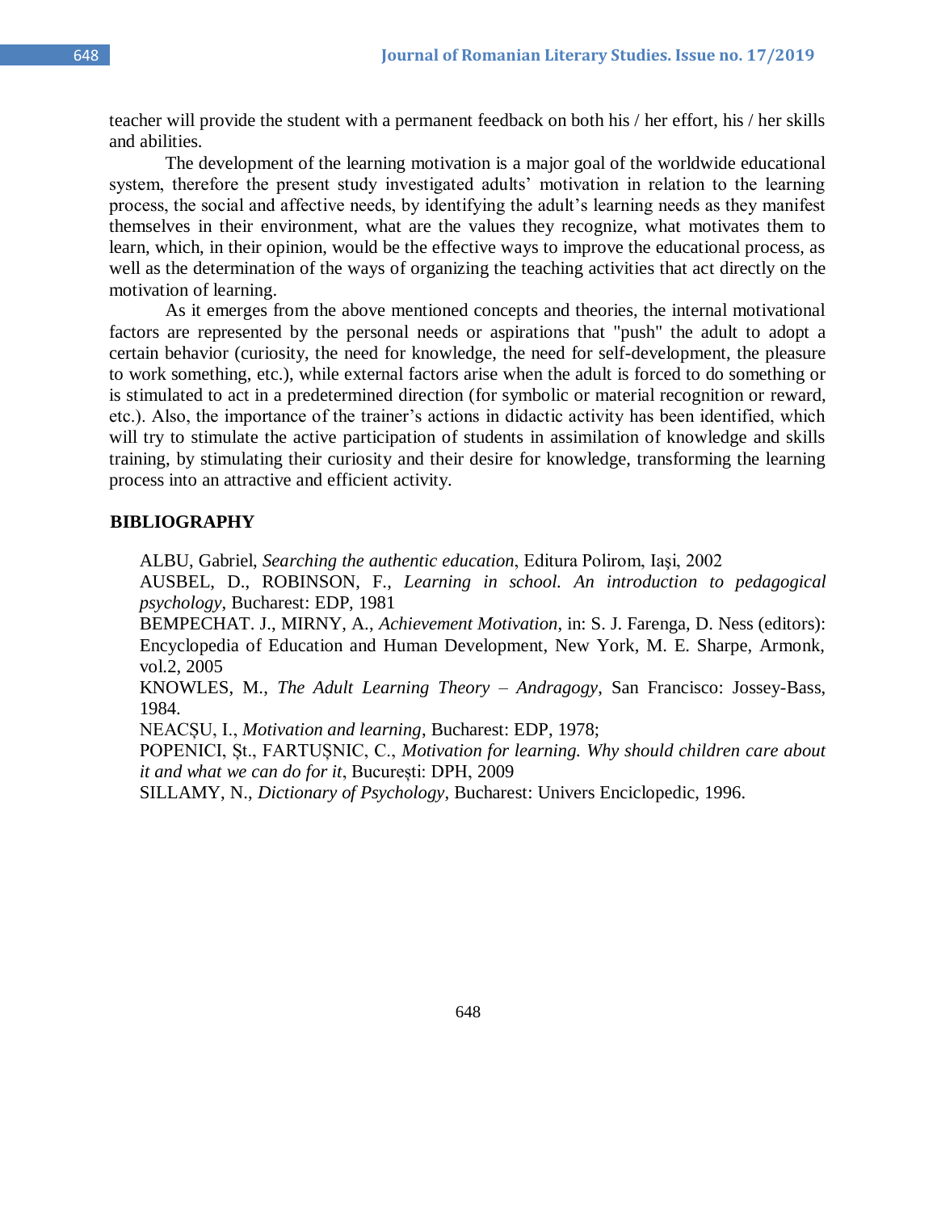teacher will provide the student with a permanent feedback on both his / her effort, his / her skills and abilities.

The development of the learning motivation is a major goal of the worldwide educational system, therefore the present study investigated adults' motivation in relation to the learning process, the social and affective needs, by identifying the adult's learning needs as they manifest themselves in their environment, what are the values they recognize, what motivates them to learn, which, in their opinion, would be the effective ways to improve the educational process, as well as the determination of the ways of organizing the teaching activities that act directly on the motivation of learning.

As it emerges from the above mentioned concepts and theories, the internal motivational factors are represented by the personal needs or aspirations that "push" the adult to adopt a certain behavior (curiosity, the need for knowledge, the need for self-development, the pleasure to work something, etc.), while external factors arise when the adult is forced to do something or is stimulated to act in a predetermined direction (for symbolic or material recognition or reward, etc.). Also, the importance of the trainer's actions in didactic activity has been identified, which will try to stimulate the active participation of students in assimilation of knowledge and skills training, by stimulating their curiosity and their desire for knowledge, transforming the learning process into an attractive and efficient activity.

## BIBLIOGRAPHY

ALBU, Gabriel, *Searching the authentic education*, Editura Polirom, Iaşi, 2002

AUSBEL, D., ROBINSON, F., *Learning in school. An introduction to pedagogical psychology*, Bucharest: EDP, 1981

BEMPECHAT. J., MIRNY, A., *Achievement Motivation*, in: S. J. Farenga, D. Ness (editors): Encyclopedia of Education and Human Development, New York, M. E. Sharpe, Armonk, vol.2, 2005

KNOWLES, M., *The Adult Learning Theory – Andragogy*, San Francisco: Jossey-Bass, 1984.

NEACŞU, I., *Motivation and learning*, Bucharest: EDP, 1978;

POPENICI, Șt., FARTUȘNIC, C., *Motivation for learning. Why should children care about it and what we can do for it*, București: DPH, 2009

SILLAMY, N., *Dictionary of Psychology*, Bucharest: Univers Enciclopedic, 1996.